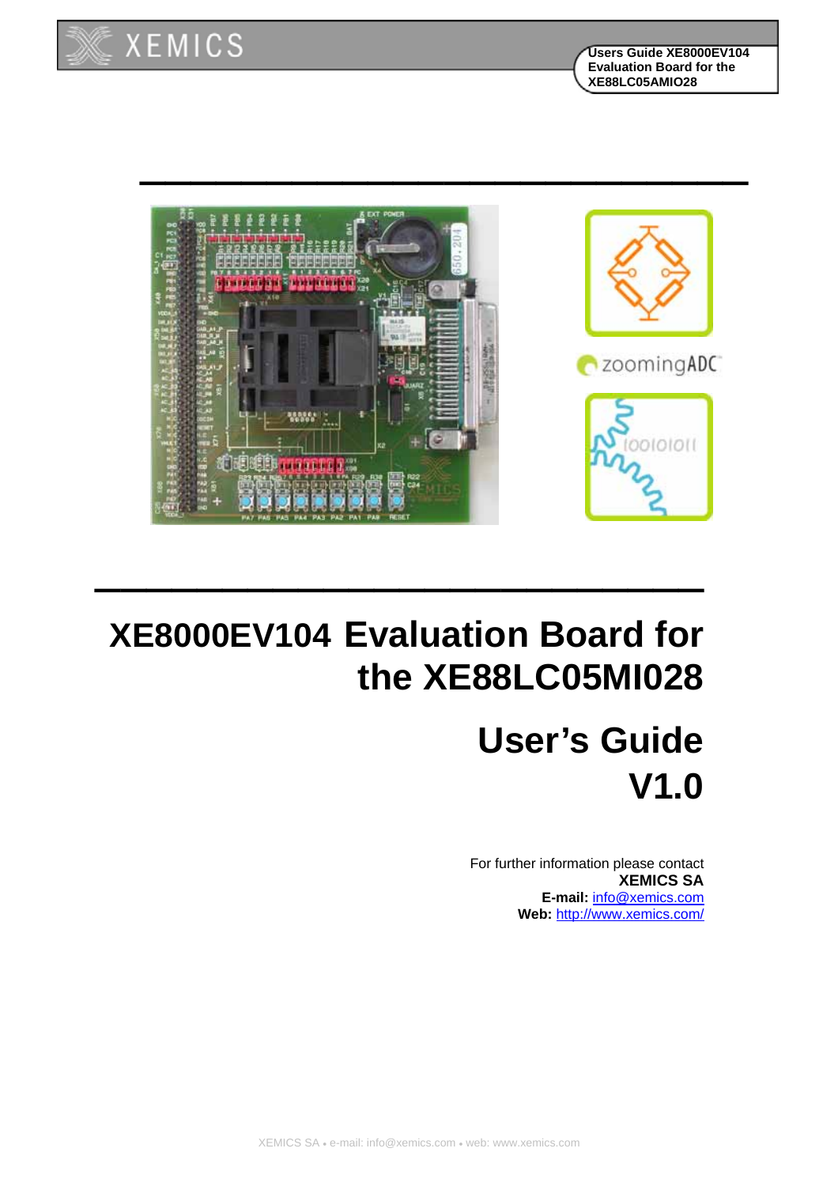# XE8000EV104 Evaluation Board for the XE88LC05MI028

# User's Guide V1.0

For further information please contact
**XEMICS SA**
**E-mail:** info@xemics.com
**Web:** http://www.xemics.com/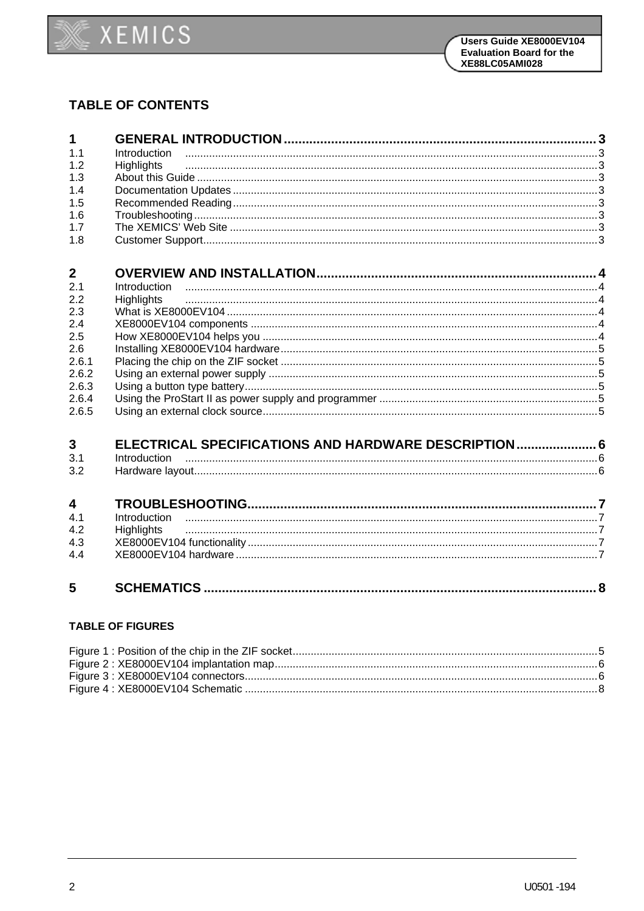## TABLE OF CONTENTS

| | | |
|---|---|---|
| **1** | **GENERAL INTRODUCTION** | **3** |
| 1.1 | Introduction | 3 |
| 1.2 | Highlights | 3 |
| 1.3 | About this Guide | 3 |
| 1.4 | Documentation Updates | 3 |
| 1.5 | Recommended Reading | 3 |
| 1.6 | Troubleshooting | 3 |
| 1.7 | The XEMICS' Web Site | 3 |
| 1.8 | Customer Support | 3 |
| **2** | **OVERVIEW AND INSTALLATION** | **4** |
| 2.1 | Introduction | 4 |
| 2.2 | Highlights | 4 |
| 2.3 | What is XE8000EV104 | 4 |
| 2.4 | XE8000EV104 components | 4 |
| 2.5 | How XE8000EV104 helps you | 4 |
| 2.6 | Installing XE8000EV104 hardware | 5 |
| 2.6.1 | Placing the chip on the ZIF socket | 5 |
| 2.6.2 | Using an external power supply | 5 |
| 2.6.3 | Using a button type battery | 5 |
| 2.6.4 | Using the ProStart II as power supply and programmer | 5 |
| 2.6.5 | Using an external clock source | 5 |
| **3** | **ELECTRICAL SPECIFICATIONS AND HARDWARE DESCRIPTION** | **6** |
| 3.1 | Introduction | 6 |
| 3.2 | Hardware layout | 6 |
| **4** | **TROUBLESHOOTING** | **7** |
| 4.1 | Introduction | 7 |
| 4.2 | Highlights | 7 |
| 4.3 | XE8000EV104 functionality | 7 |
| 4.4 | XE8000EV104 hardware | 7 |
| **5** | **SCHEMATICS** | **8** |

### TABLE OF FIGURES

| | |
|---|---|
| Figure 1 : Position of the chip in the ZIF socket | 5 |
| Figure 2 : XE8000EV104 implantation map | 6 |
| Figure 3 : XE8000EV104 connectors | 6 |
| Figure 4 : XE8000EV104 Schematic | 8 |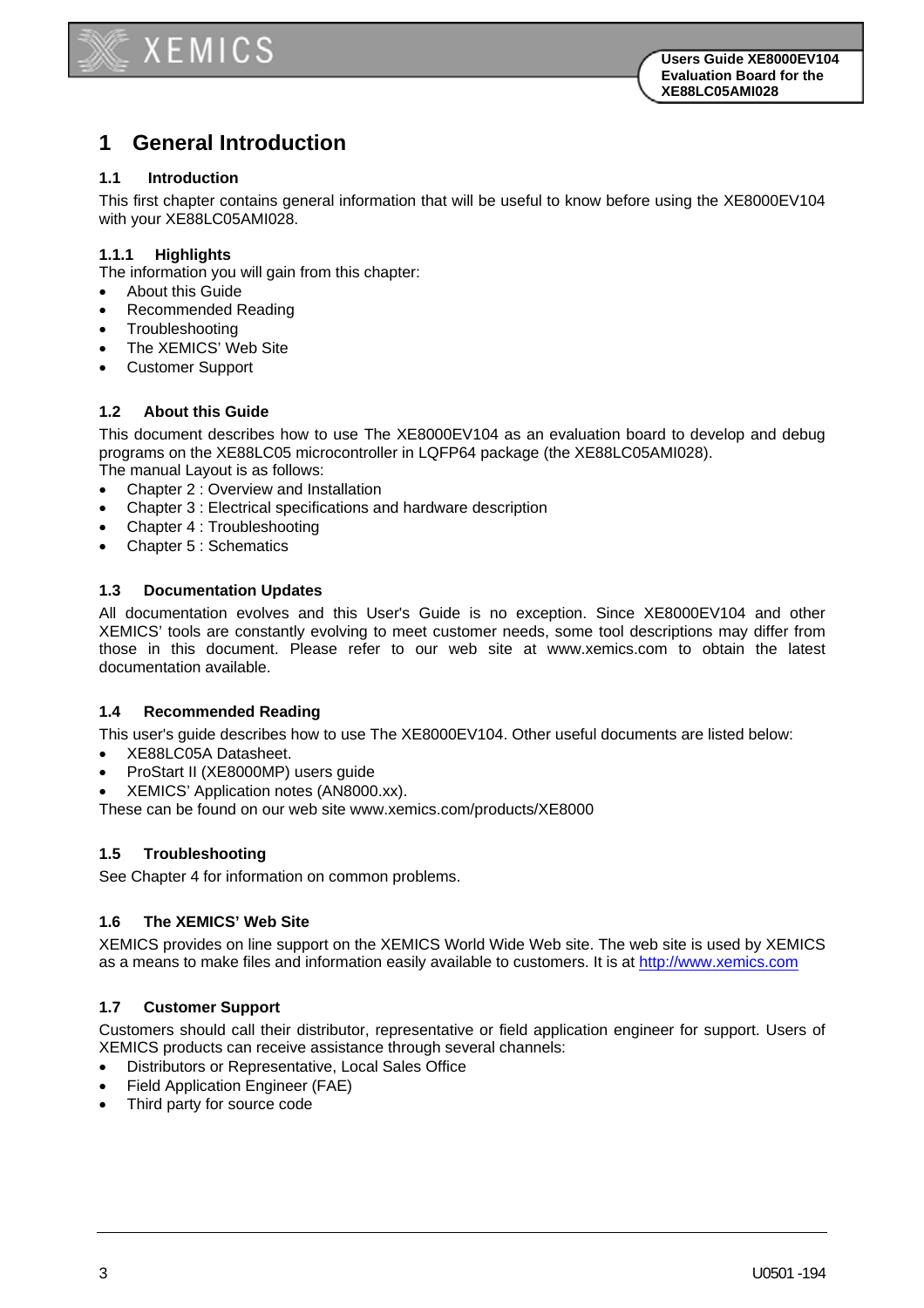# 1 General Introduction

## 1.1 Introduction

This first chapter contains general information that will be useful to know before using the XE8000EV104 with your XE88LC05AMI028.

### 1.1.1 Highlights

The information you will gain from this chapter:

- About this Guide
- Recommended Reading
- Troubleshooting
- The XEMICS' Web Site
- Customer Support

## 1.2 About this Guide

This document describes how to use The XE8000EV104 as an evaluation board to develop and debug programs on the XE88LC05 microcontroller in LQFP64 package (the XE88LC05AMI028).
The manual Layout is as follows:

- Chapter 2 : Overview and Installation
- Chapter 3 : Electrical specifications and hardware description
- Chapter 4 : Troubleshooting
- Chapter 5 : Schematics

## 1.3 Documentation Updates

All documentation evolves and this User's Guide is no exception. Since XE8000EV104 and other XEMICS' tools are constantly evolving to meet customer needs, some tool descriptions may differ from those in this document. Please refer to our web site at www.xemics.com to obtain the latest documentation available.

## 1.4 Recommended Reading

This user's guide describes how to use The XE8000EV104. Other useful documents are listed below:

- XE88LC05A Datasheet.
- ProStart II (XE8000MP) users guide
- XEMICS' Application notes (AN8000.xx).

These can be found on our web site www.xemics.com/products/XE8000

## 1.5 Troubleshooting

See Chapter 4 for information on common problems.

## 1.6 The XEMICS' Web Site

XEMICS provides on line support on the XEMICS World Wide Web site. The web site is used by XEMICS as a means to make files and information easily available to customers. It is at http://www.xemics.com

## 1.7 Customer Support

Customers should call their distributor, representative or field application engineer for support. Users of XEMICS products can receive assistance through several channels:

- Distributors or Representative, Local Sales Office
- Field Application Engineer (FAE)
- Third party for source code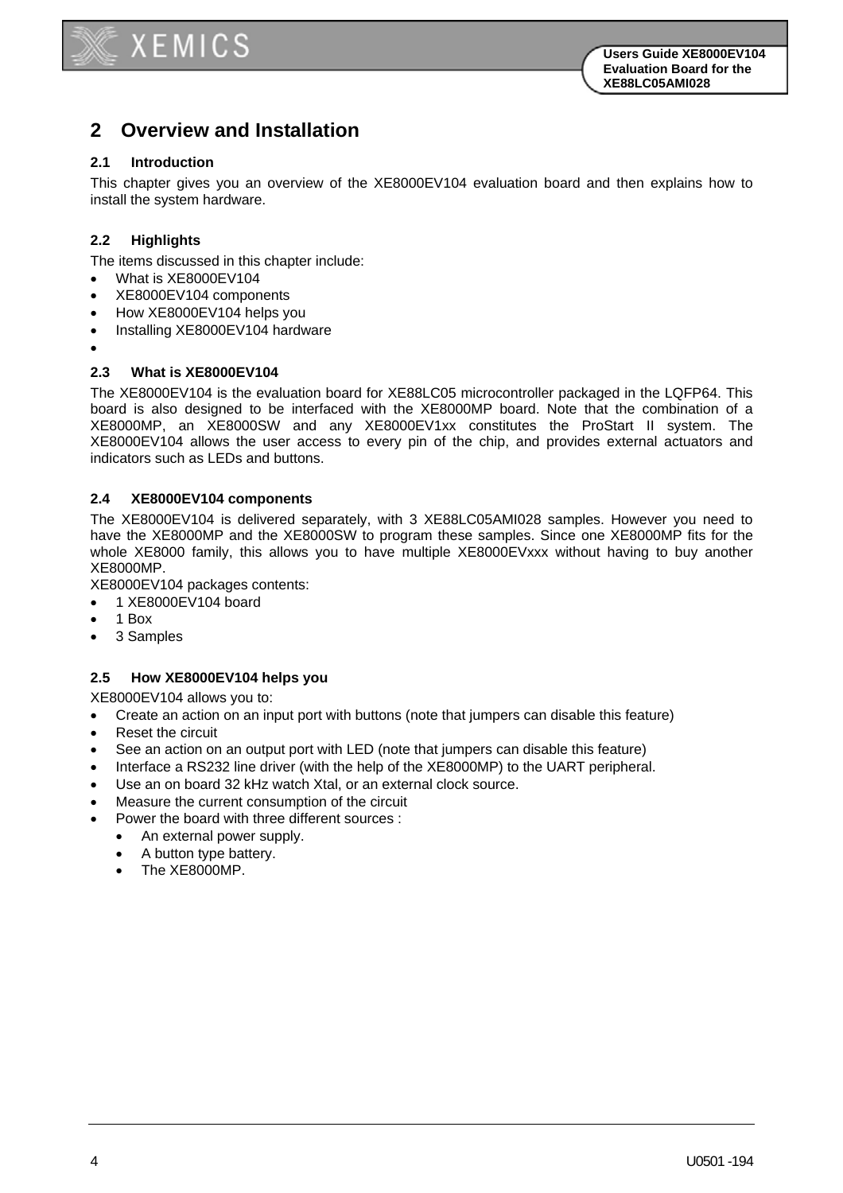# 2 Overview and Installation

## 2.1 Introduction

This chapter gives you an overview of the XE8000EV104 evaluation board and then explains how to install the system hardware.

## 2.2 Highlights

The items discussed in this chapter include:

- What is XE8000EV104
- XE8000EV104 components
- How XE8000EV104 helps you
- Installing XE8000EV104 hardware
- 

## 2.3 What is XE8000EV104

The XE8000EV104 is the evaluation board for XE88LC05 microcontroller packaged in the LQFP64. This board is also designed to be interfaced with the XE8000MP board. Note that the combination of a XE8000MP, an XE8000SW and any XE8000EV1xx constitutes the ProStart II system. The XE8000EV104 allows the user access to every pin of the chip, and provides external actuators and indicators such as LEDs and buttons.

## 2.4 XE8000EV104 components

The XE8000EV104 is delivered separately, with 3 XE88LC05AMI028 samples. However you need to have the XE8000MP and the XE8000SW to program these samples. Since one XE8000MP fits for the whole XE8000 family, this allows you to have multiple XE8000EVxxx without having to buy another XE8000MP.

XE8000EV104 packages contents:

- 1 XE8000EV104 board
- 1 Box
- 3 Samples

## 2.5 How XE8000EV104 helps you

XE8000EV104 allows you to:

- Create an action on an input port with buttons (note that jumpers can disable this feature)
- Reset the circuit
- See an action on an output port with LED (note that jumpers can disable this feature)
- Interface a RS232 line driver (with the help of the XE8000MP) to the UART peripheral.
- Use an on board 32 kHz watch Xtal, or an external clock source.
- Measure the current consumption of the circuit
- Power the board with three different sources :
  - An external power supply.
  - A button type battery.
  - The XE8000MP.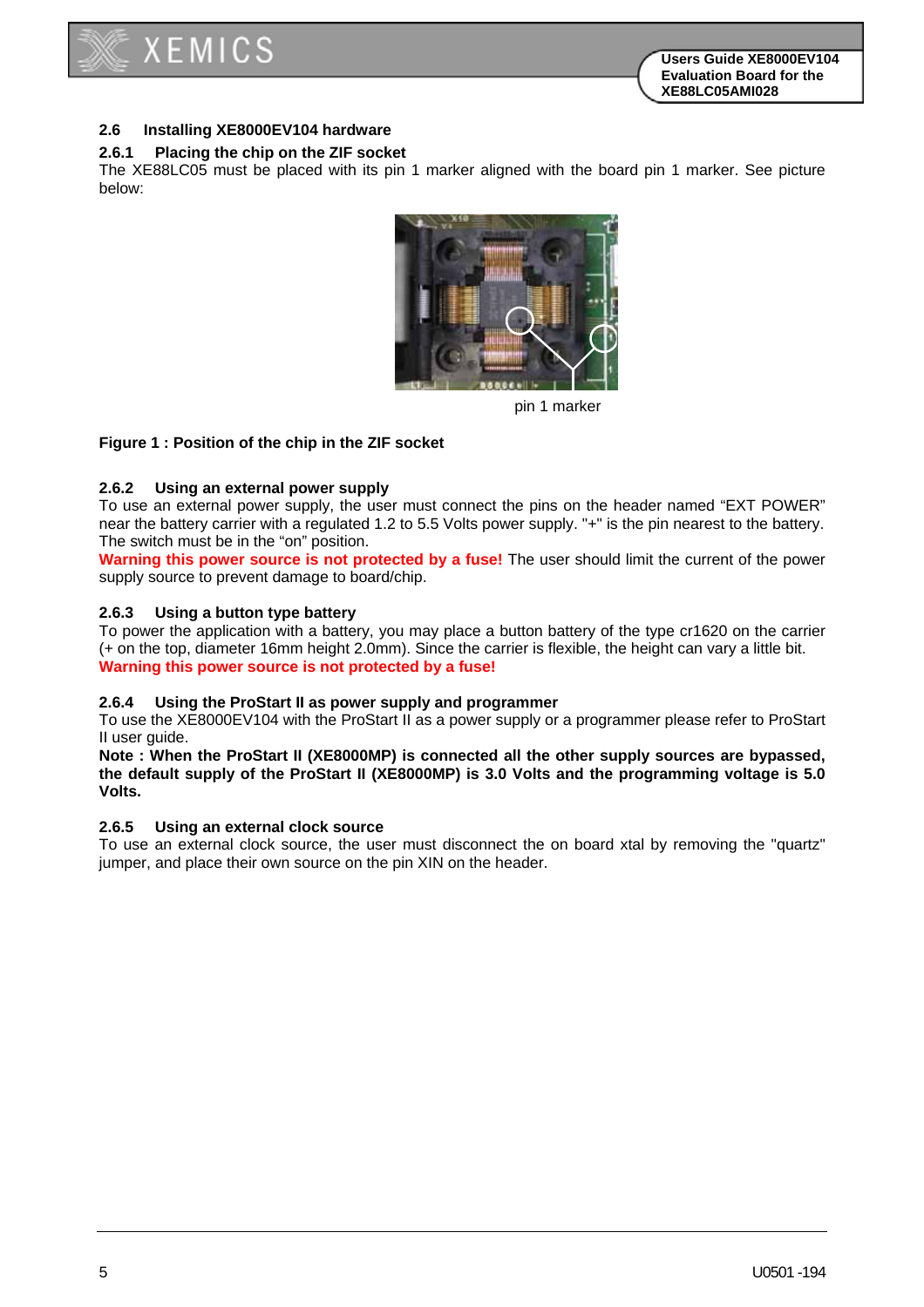### 2.6 Installing XE8000EV104 hardware

#### 2.6.1 Placing the chip on the ZIF socket

The XE88LC05 must be placed with its pin 1 marker aligned with the board pin 1 marker. See picture below:

pin 1 marker

**Figure 1 : Position of the chip in the ZIF socket**

#### 2.6.2 Using an external power supply

To use an external power supply, the user must connect the pins on the header named “EXT POWER” near the battery carrier with a regulated 1.2 to 5.5 Volts power supply. "+" is the pin nearest to the battery. The switch must be in the “on” position.

**Warning this power source is not protected by a fuse!** The user should limit the current of the power supply source to prevent damage to board/chip.

#### 2.6.3 Using a button type battery

To power the application with a battery, you may place a button battery of the type cr1620 on the carrier (+ on the top, diameter 16mm height 2.0mm). Since the carrier is flexible, the height can vary a little bit.

**Warning this power source is not protected by a fuse!**

#### 2.6.4 Using the ProStart II as power supply and programmer

To use the XE8000EV104 with the ProStart II as a power supply or a programmer please refer to ProStart II user guide.

**Note : When the ProStart II (XE8000MP) is connected all the other supply sources are bypassed, the default supply of the ProStart II (XE8000MP) is 3.0 Volts and the programming voltage is 5.0 Volts.**

#### 2.6.5 Using an external clock source

To use an external clock source, the user must disconnect the on board xtal by removing the "quartz" jumper, and place their own source on the pin XIN on the header.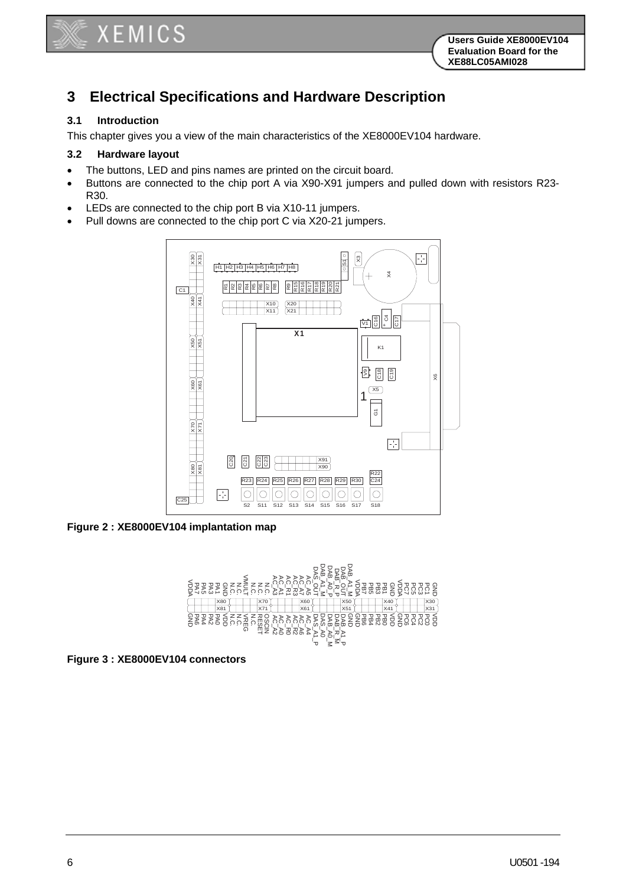# 3 Electrical Specifications and Hardware Description

## 3.1 Introduction

This chapter gives you a view of the main characteristics of the XE8000EV104 hardware.

## 3.2 Hardware layout

- The buttons, LED and pins names are printed on the circuit board.
- Buttons are connected to the chip port A via X90-X91 jumpers and pulled down with resistors R23-R30.
- LEDs are connected to the chip port B via X10-11 jumpers.
- Pull downs are connected to the chip port C via X20-21 jumpers.

**Figure 2 : XE8000EV104 implantation map**

**Figure 3 : XE8000EV104 connectors**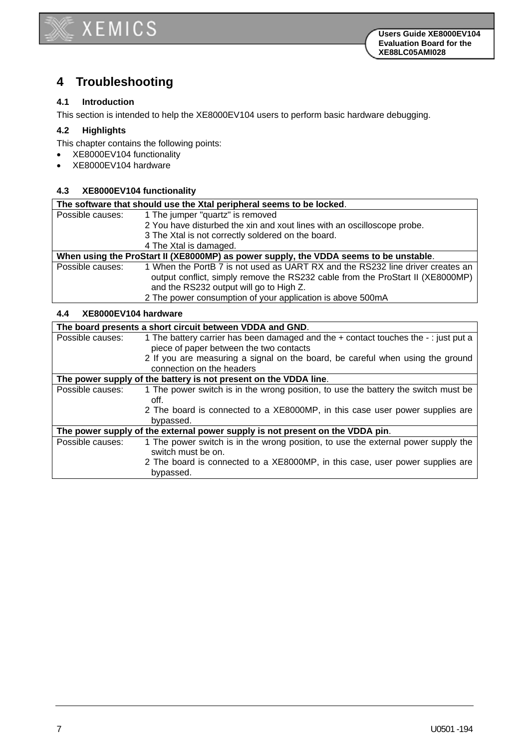# 4 Troubleshooting

## 4.1 Introduction

This section is intended to help the XE8000EV104 users to perform basic hardware debugging.

## 4.2 Highlights

This chapter contains the following points:

- XE8000EV104 functionality
- XE8000EV104 hardware

## 4.3 XE8000EV104 functionality

| | |
|---|---|
| **The software that should use the Xtal peripheral seems to be locked**. | |
| Possible causes: | 1 The jumper "quartz" is removed<br>2 You have disturbed the xin and xout lines with an oscilloscope probe.<br>3 The Xtal is not correctly soldered on the board.<br>4 The Xtal is damaged. |
| **When using the ProStart II (XE8000MP) as power supply, the VDDA seems to be unstable**. | |
| Possible causes: | 1 When the PortB 7 is not used as UART RX and the RS232 line driver creates an output conflict, simply remove the RS232 cable from the ProStart II (XE8000MP) and the RS232 output will go to High Z.<br>2 The power consumption of your application is above 500mA |

## 4.4 XE8000EV104 hardware

| | |
|---|---|
| **The board presents a short circuit between VDDA and GND**. | |
| Possible causes: | 1 The battery carrier has been damaged and the + contact touches the - : just put a piece of paper between the two contacts<br>2 If you are measuring a signal on the board, be careful when using the ground connection on the headers |
| **The power supply of the battery is not present on the VDDA line**. | |
| Possible causes: | 1 The power switch is in the wrong position, to use the battery the switch must be off.<br>2 The board is connected to a XE8000MP, in this case user power supplies are bypassed. |
| **The power supply of the external power supply is not present on the VDDA pin**. | |
| Possible causes: | 1 The power switch is in the wrong position, to use the external power supply the switch must be on.<br>2 The board is connected to a XE8000MP, in this case, user power supplies are bypassed. |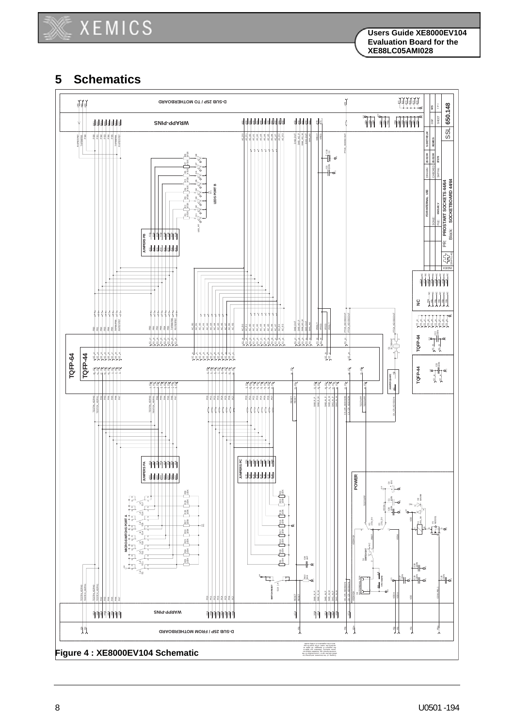# 5 Schematics

Figure 4 : XE8000EV104 Schematic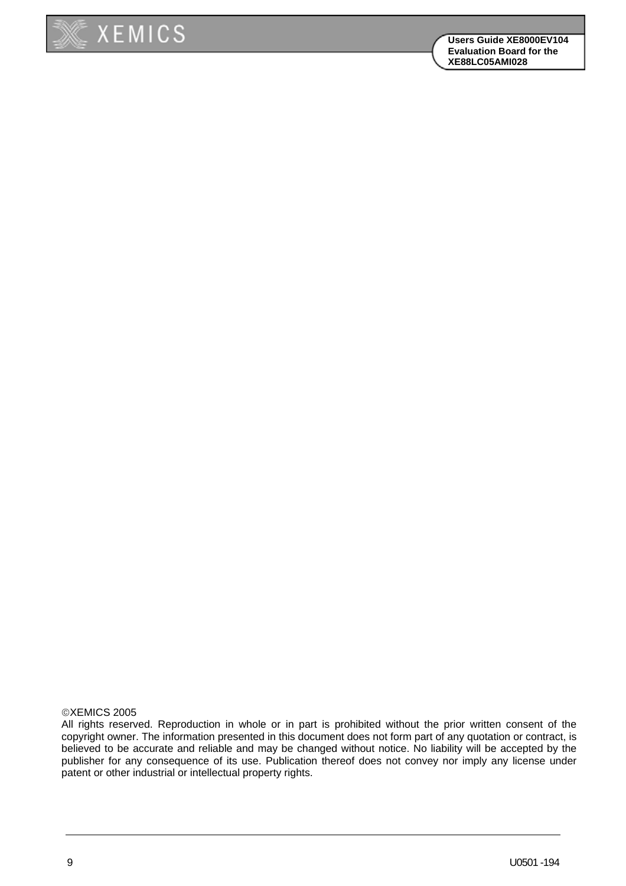©XEMICS 2005

All rights reserved. Reproduction in whole or in part is prohibited without the prior written consent of the copyright owner. The information presented in this document does not form part of any quotation or contract, is believed to be accurate and reliable and may be changed without notice. No liability will be accepted by the publisher for any consequence of its use. Publication thereof does not convey nor imply any license under patent or other industrial or intellectual property rights.